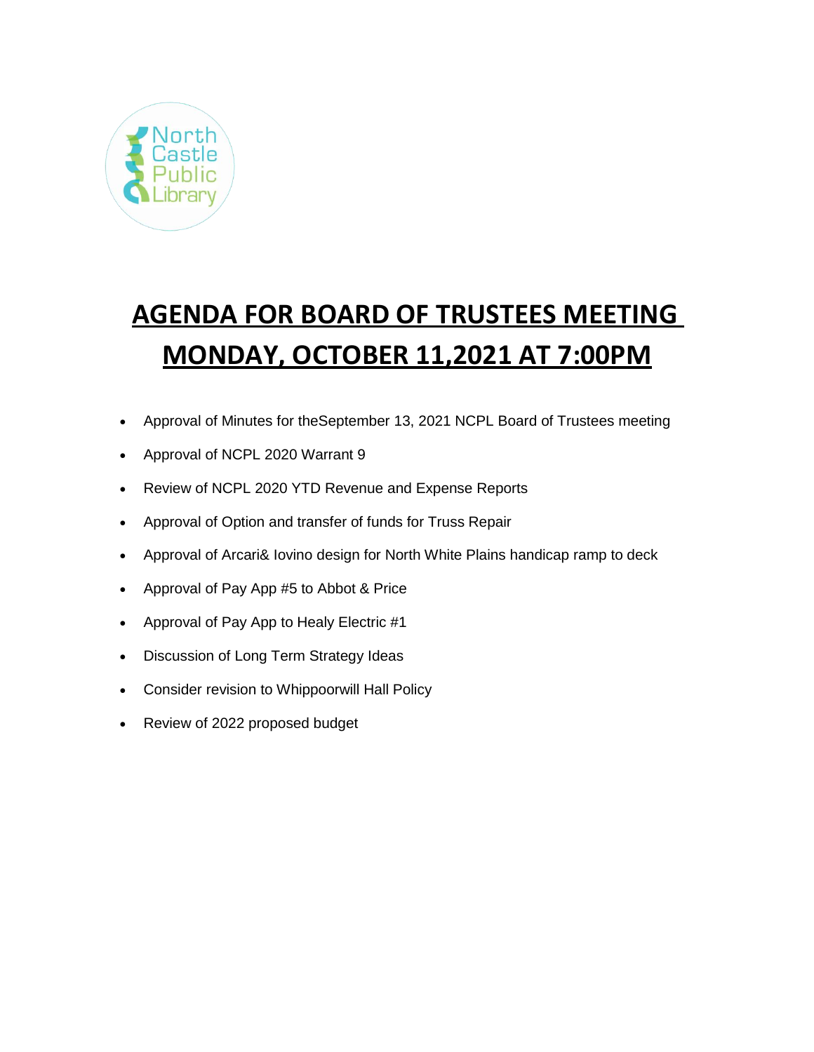# AGENDA FOR BOARD OF TRUSTEES MEETING MONDAY, OCTOBER 11,2021 AT 7:00PM

- Approval of Minutes for theSeptember 13, 2021 NCPL Board of Trustees meeting
- Approval of NCPL 2020 Warrant 9
- Review of NCPL 2020 YTD Revenue and Expense Reports
- Approval of Option and transfer of funds for Truss Repair
- Approval of Arcari& Iovino design for North White Plains handicap ramp to deck
- Approval of Pay App #5 to Abbot & Price
- Approval of Pay App to Healy Electric #1
- Discussion of Long Term Strategy Ideas
- Consider revision to Whippoorwill Hall Policy
- Review of 2022 proposed budget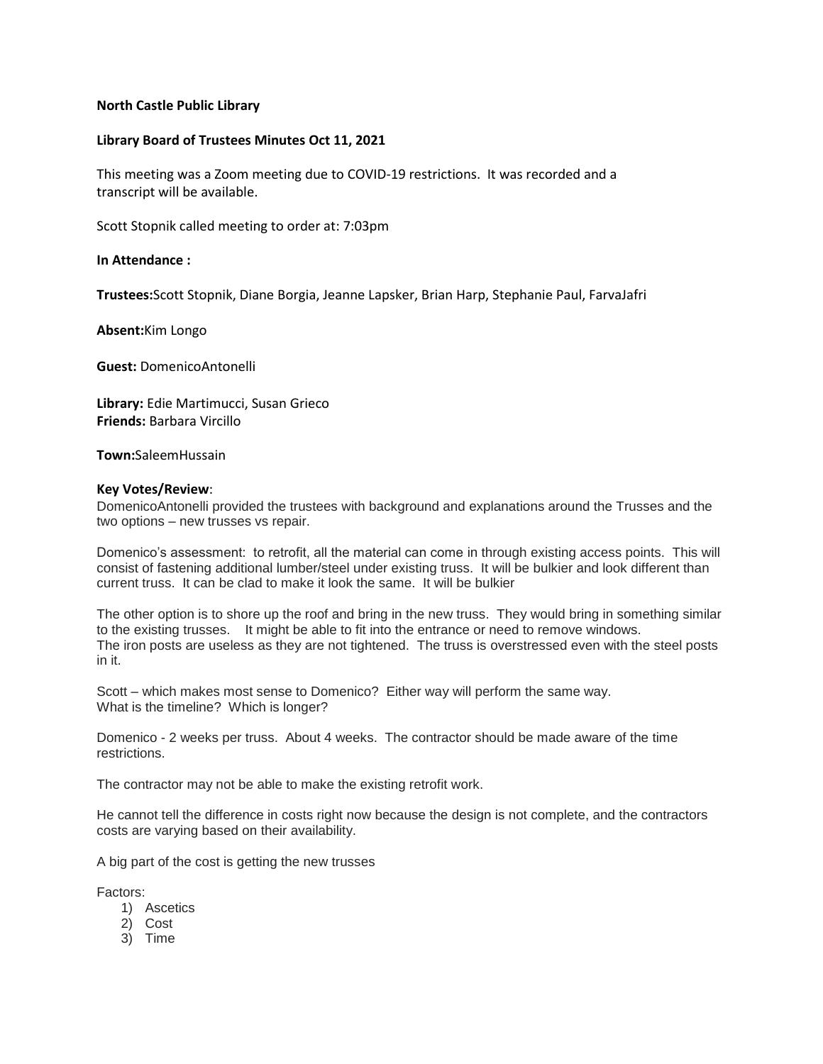**North Castle Public Library**

**Library Board of Trustees Minutes Oct 11, 2021**

This meeting was a Zoom meeting due to COVID-19 restrictions. It was recorded and a transcript will be available.

Scott Stopnik called meeting to order at: 7:03pm

**In Attendance :**

**Trustees:**Scott Stopnik, Diane Borgia, Jeanne Lapsker, Brian Harp, Stephanie Paul, FarvaJafri

**Absent:**Kim Longo

**Guest:** DomenicoAntonelli

**Library:** Edie Martimucci, Susan Grieco
**Friends:** Barbara Vircillo

**Town:**SaleemHussain

**Key Votes/Review**:

DomenicoAntonelli provided the trustees with background and explanations around the Trusses and the two options – new trusses vs repair.

Domenico's assessment: to retrofit, all the material can come in through existing access points. This will consist of fastening additional lumber/steel under existing truss. It will be bulkier and look different than current truss. It can be clad to make it look the same. It will be bulkier

The other option is to shore up the roof and bring in the new truss. They would bring in something similar to the existing trusses. It might be able to fit into the entrance or need to remove windows.
The iron posts are useless as they are not tightened. The truss is overstressed even with the steel posts in it.

Scott – which makes most sense to Domenico? Either way will perform the same way.
What is the timeline? Which is longer?

Domenico - 2 weeks per truss. About 4 weeks. The contractor should be made aware of the time restrictions.

The contractor may not be able to make the existing retrofit work.

He cannot tell the difference in costs right now because the design is not complete, and the contractors costs are varying based on their availability.

A big part of the cost is getting the new trusses

Factors:

1) Ascetics
2) Cost
3) Time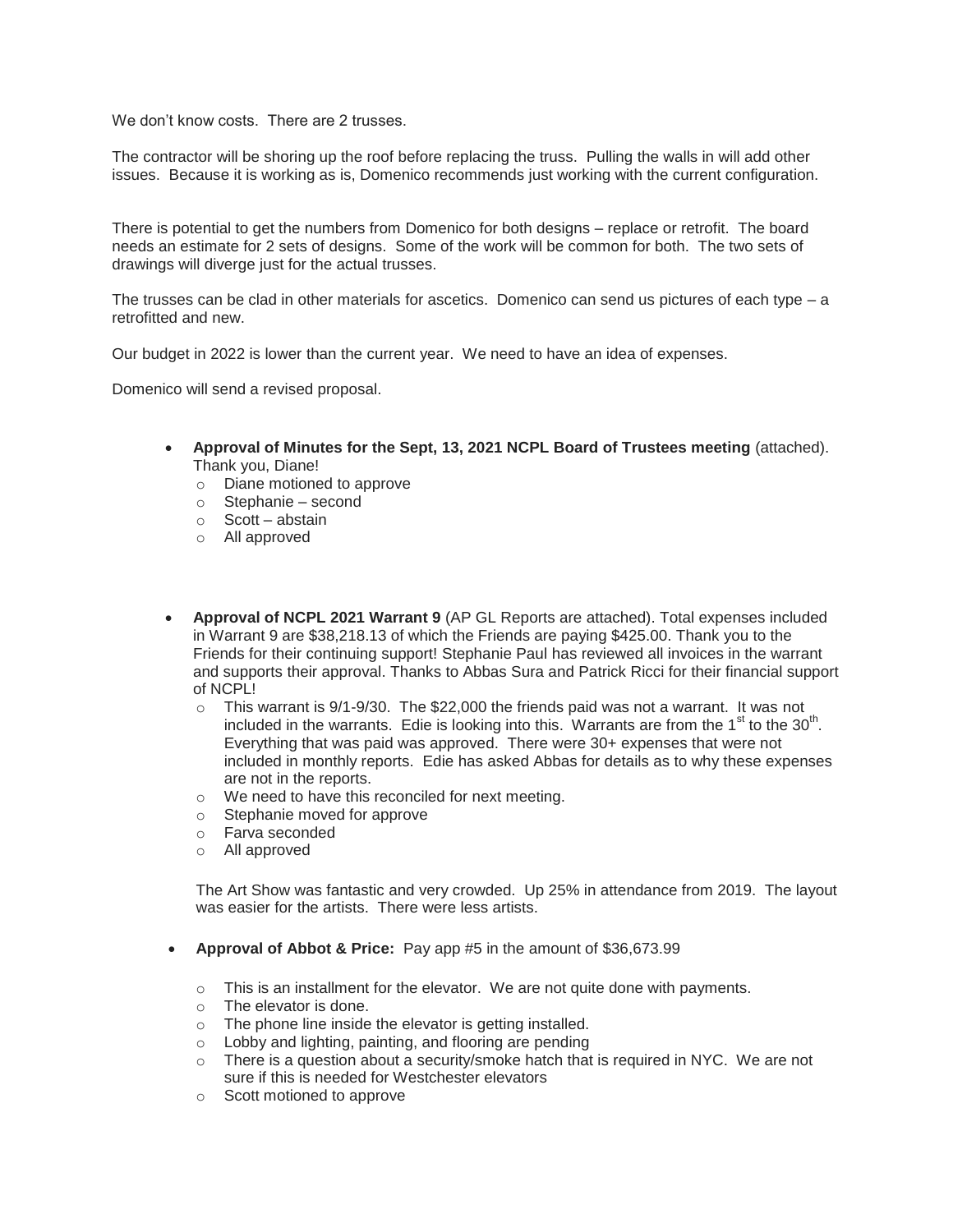We don't know costs. There are 2 trusses.

The contractor will be shoring up the roof before replacing the truss. Pulling the walls in will add other issues. Because it is working as is, Domenico recommends just working with the current configuration.

There is potential to get the numbers from Domenico for both designs – replace or retrofit. The board needs an estimate for 2 sets of designs. Some of the work will be common for both. The two sets of drawings will diverge just for the actual trusses.

The trusses can be clad in other materials for ascetics. Domenico can send us pictures of each type – a retrofitted and new.

Our budget in 2022 is lower than the current year. We need to have an idea of expenses.

Domenico will send a revised proposal.

- **Approval of Minutes for the Sept, 13, 2021 NCPL Board of Trustees meeting** (attached). Thank you, Diane!
  - Diane motioned to approve
  - Stephanie – second
  - Scott – abstain
  - All approved

- **Approval of NCPL 2021 Warrant 9** (AP GL Reports are attached). Total expenses included in Warrant 9 are $38,218.13 of which the Friends are paying $425.00. Thank you to the Friends for their continuing support! Stephanie Paul has reviewed all invoices in the warrant and supports their approval. Thanks to Abbas Sura and Patrick Ricci for their financial support of NCPL!
  - This warrant is 9/1-9/30. The $22,000 the friends paid was not a warrant. It was not included in the warrants. Edie is looking into this. Warrants are from the 1st to the 30th. Everything that was paid was approved. There were 30+ expenses that were not included in monthly reports. Edie has asked Abbas for details as to why these expenses are not in the reports.
  - We need to have this reconciled for next meeting.
  - Stephanie moved for approve
  - Farva seconded
  - All approved

  The Art Show was fantastic and very crowded. Up 25% in attendance from 2019. The layout was easier for the artists. There were less artists.

- **Approval of Abbot & Price:** Pay app #5 in the amount of $36,673.99
  - This is an installment for the elevator. We are not quite done with payments.
  - The elevator is done.
  - The phone line inside the elevator is getting installed.
  - Lobby and lighting, painting, and flooring are pending
  - There is a question about a security/smoke hatch that is required in NYC. We are not sure if this is needed for Westchester elevators
  - Scott motioned to approve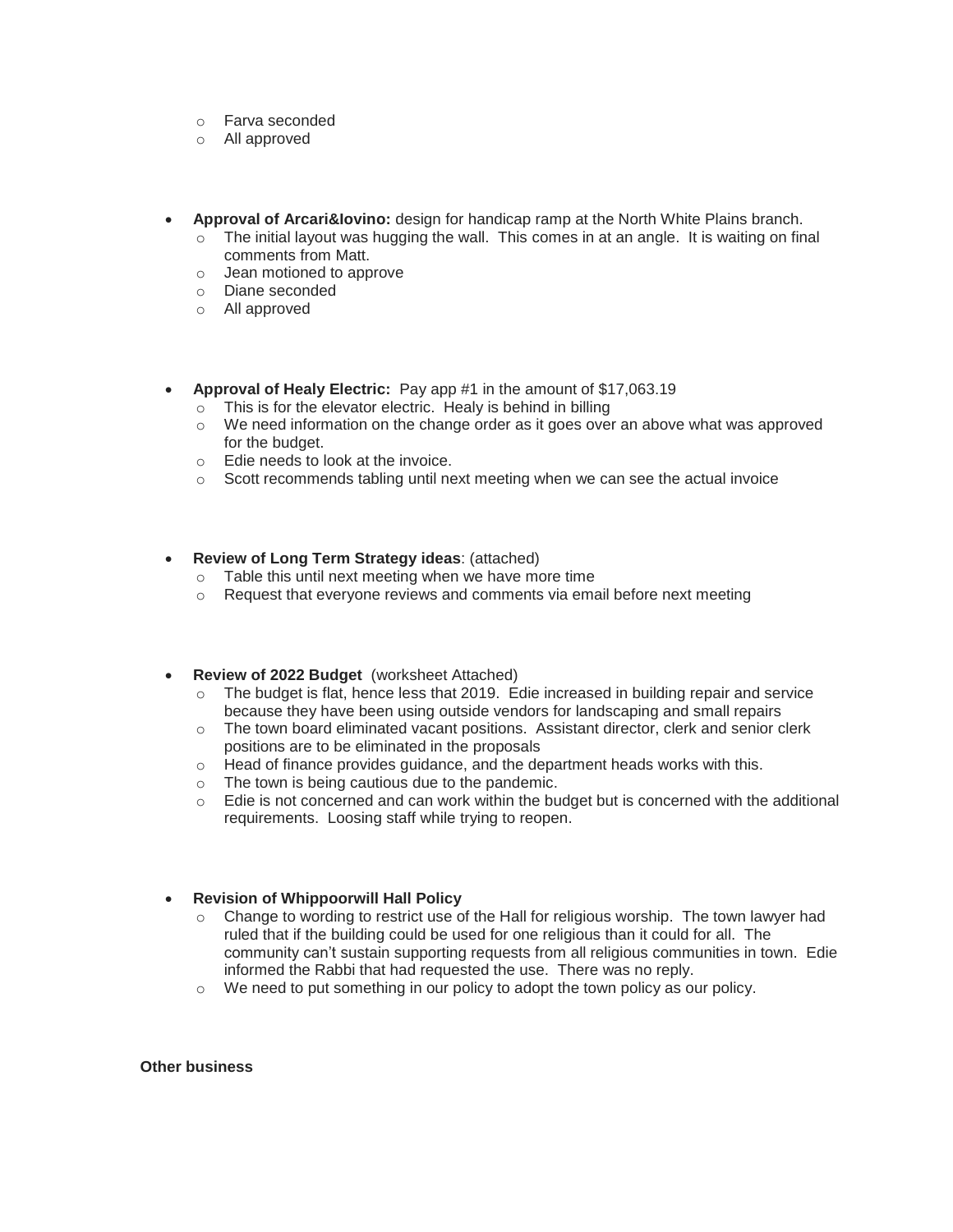- Farva seconded
- All approved

- **Approval of Arcari&Iovino:** design for handicap ramp at the North White Plains branch.
  - The initial layout was hugging the wall. This comes in at an angle. It is waiting on final comments from Matt.
  - Jean motioned to approve
  - Diane seconded
  - All approved

- **Approval of Healy Electric:** Pay app #1 in the amount of $17,063.19
  - This is for the elevator electric. Healy is behind in billing
  - We need information on the change order as it goes over an above what was approved for the budget.
  - Edie needs to look at the invoice.
  - Scott recommends tabling until next meeting when we can see the actual invoice

- **Review of Long Term Strategy ideas**: (attached)
  - Table this until next meeting when we have more time
  - Request that everyone reviews and comments via email before next meeting

- **Review of 2022 Budget** (worksheet Attached)
  - The budget is flat, hence less that 2019. Edie increased in building repair and service because they have been using outside vendors for landscaping and small repairs
  - The town board eliminated vacant positions. Assistant director, clerk and senior clerk positions are to be eliminated in the proposals
  - Head of finance provides guidance, and the department heads works with this.
  - The town is being cautious due to the pandemic.
  - Edie is not concerned and can work within the budget but is concerned with the additional requirements. Loosing staff while trying to reopen.

- **Revision of Whippoorwill Hall Policy**
  - Change to wording to restrict use of the Hall for religious worship. The town lawyer had ruled that if the building could be used for one religious than it could for all. The community can't sustain supporting requests from all religious communities in town. Edie informed the Rabbi that had requested the use. There was no reply.
  - We need to put something in our policy to adopt the town policy as our policy.

**Other business**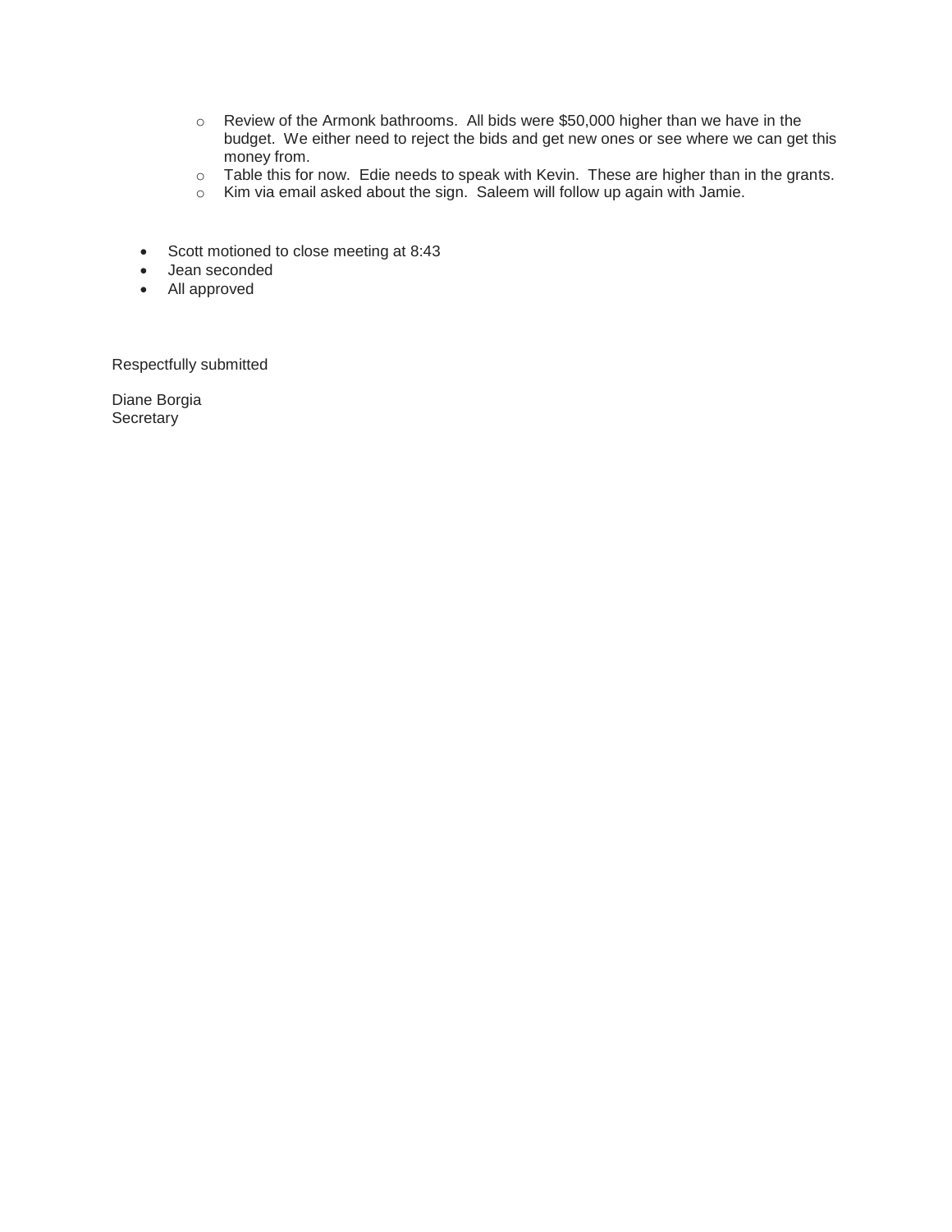- Review of the Armonk bathrooms. All bids were $50,000 higher than we have in the budget. We either need to reject the bids and get new ones or see where we can get this money from.
  - Table this for now. Edie needs to speak with Kevin. These are higher than in the grants.
  - Kim via email asked about the sign. Saleem will follow up again with Jamie.

- Scott motioned to close meeting at 8:43
- Jean seconded
- All approved

Respectfully submitted

Diane Borgia
Secretary